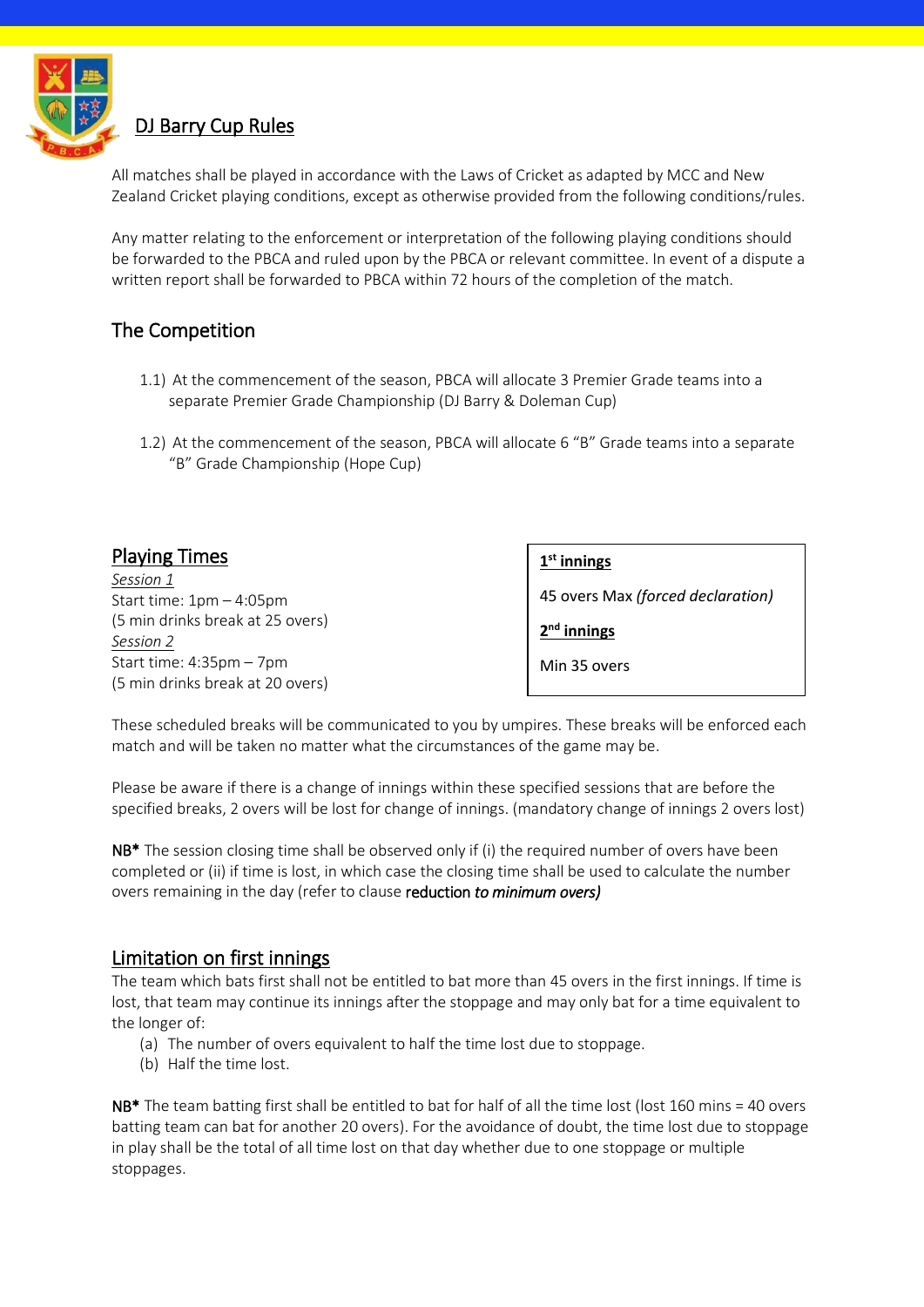# DJ Barry Cup Rules

All matches shall be played in accordance with the Laws of Cricket as adapted by MCC and New Zealand Cricket playing conditions, except as otherwise provided from the following conditions/rules.

Any matter relating to the enforcement or interpretation of the following playing conditions should be forwarded to the PBCA and ruled upon by the PBCA or relevant committee. In event of a dispute a written report shall be forwarded to PBCA within 72 hours of the completion of the match.

## The Competition

1.1) At the commencement of the season, PBCA will allocate 3 Premier Grade teams into a separate Premier Grade Championship (DJ Barry & Doleman Cup)

1.2) At the commencement of the season, PBCA will allocate 6 "B" Grade teams into a separate "B" Grade Championship (Hope Cup)

## Playing Times

*Session 1*
Start time: 1pm – 4:05pm
(5 min drinks break at 25 overs)
*Session 2*
Start time: 4:35pm – 7pm
(5 min drinks break at 20 overs)

**1st innings**

45 overs Max *(forced declaration)*

**2nd innings**

Min 35 overs

These scheduled breaks will be communicated to you by umpires. These breaks will be enforced each match and will be taken no matter what the circumstances of the game may be.

Please be aware if there is a change of innings within these specified sessions that are before the specified breaks, 2 overs will be lost for change of innings. (mandatory change of innings 2 overs lost)

**NB*** The session closing time shall be observed only if (i) the required number of overs have been completed or (ii) if time is lost, in which case the closing time shall be used to calculate the number overs remaining in the day (refer to clause reduction *to minimum overs)*

## Limitation on first innings

The team which bats first shall not be entitled to bat more than 45 overs in the first innings. If time is lost, that team may continue its innings after the stoppage and may only bat for a time equivalent to the longer of:

(a) The number of overs equivalent to half the time lost due to stoppage.
(b) Half the time lost.

**NB*** The team batting first shall be entitled to bat for half of all the time lost (lost 160 mins = 40 overs batting team can bat for another 20 overs). For the avoidance of doubt, the time lost due to stoppage in play shall be the total of all time lost on that day whether due to one stoppage or multiple stoppages.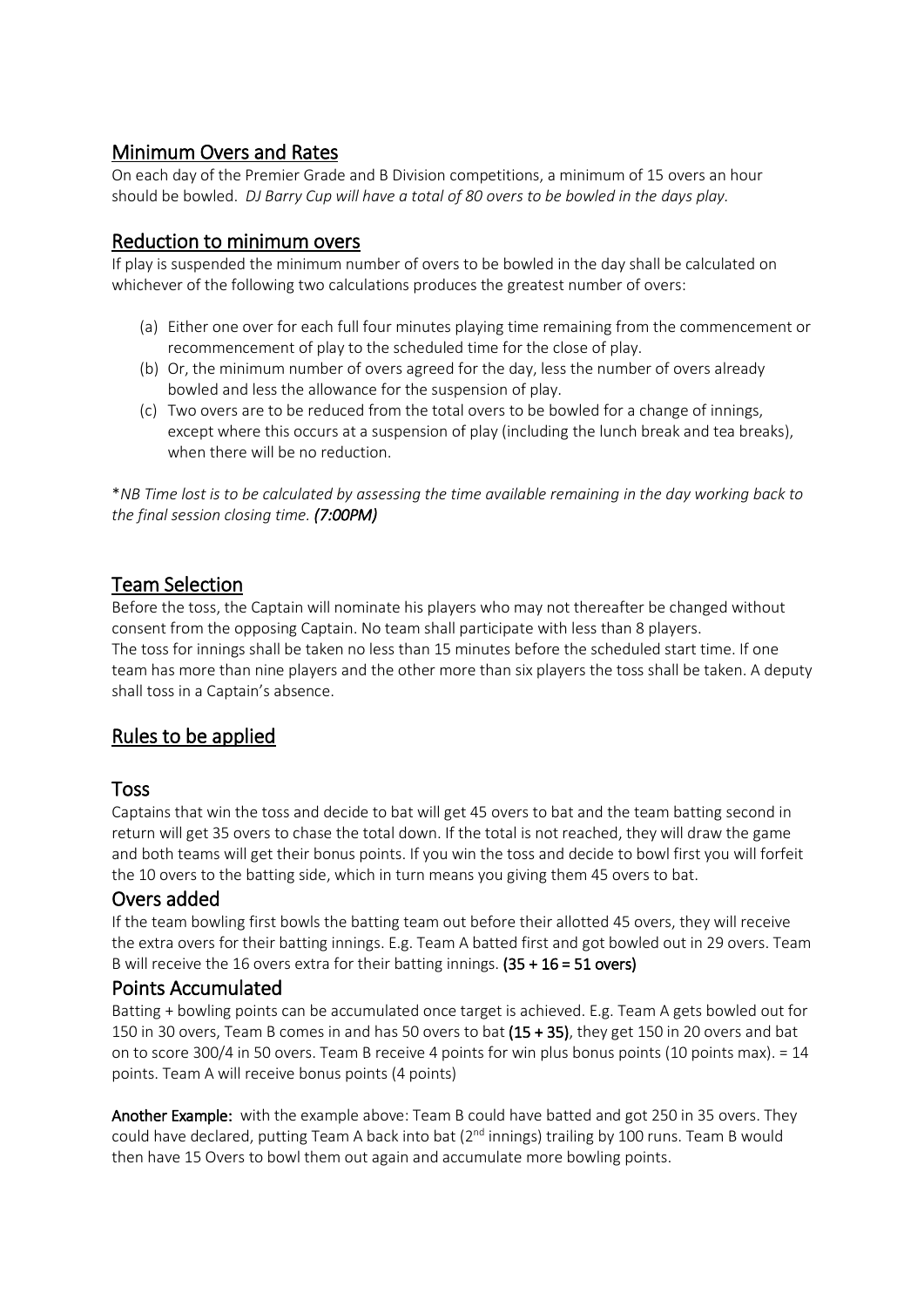## Minimum Overs and Rates

On each day of the Premier Grade and B Division competitions, a minimum of 15 overs an hour should be bowled. *DJ Barry Cup will have a total of 80 overs to be bowled in the days play.*

## Reduction to minimum overs

If play is suspended the minimum number of overs to be bowled in the day shall be calculated on whichever of the following two calculations produces the greatest number of overs:

(a) Either one over for each full four minutes playing time remaining from the commencement or recommencement of play to the scheduled time for the close of play.

(b) Or, the minimum number of overs agreed for the day, less the number of overs already bowled and less the allowance for the suspension of play.

(c) Two overs are to be reduced from the total overs to be bowled for a change of innings, except where this occurs at a suspension of play (including the lunch break and tea breaks), when there will be no reduction.

**NB Time lost is to be calculated by assessing the time available remaining in the day working back to the final session closing time.* ***(7:00PM)***

## Team Selection

Before the toss, the Captain will nominate his players who may not thereafter be changed without consent from the opposing Captain. No team shall participate with less than 8 players.
The toss for innings shall be taken no less than 15 minutes before the scheduled start time. If one team has more than nine players and the other more than six players the toss shall be taken. A deputy shall toss in a Captain's absence.

## Rules to be applied

### Toss

Captains that win the toss and decide to bat will get 45 overs to bat and the team batting second in return will get 35 overs to chase the total down. If the total is not reached, they will draw the game and both teams will get their bonus points. If you win the toss and decide to bowl first you will forfeit the 10 overs to the batting side, which in turn means you giving them 45 overs to bat.

### Overs added

If the team bowling first bowls the batting team out before their allotted 45 overs, they will receive the extra overs for their batting innings. E.g. Team A batted first and got bowled out in 29 overs. Team B will receive the 16 overs extra for their batting innings. **(35 + 16 = 51 overs)**

### Points Accumulated

Batting + bowling points can be accumulated once target is achieved. E.g. Team A gets bowled out for 150 in 30 overs, Team B comes in and has 50 overs to bat **(15 + 35)**, they get 150 in 20 overs and bat on to score 300/4 in 50 overs. Team B receive 4 points for win plus bonus points (10 points max). = 14 points. Team A will receive bonus points (4 points)

**Another Example:** with the example above: Team B could have batted and got 250 in 35 overs. They could have declared, putting Team A back into bat (2nd innings) trailing by 100 runs. Team B would then have 15 Overs to bowl them out again and accumulate more bowling points.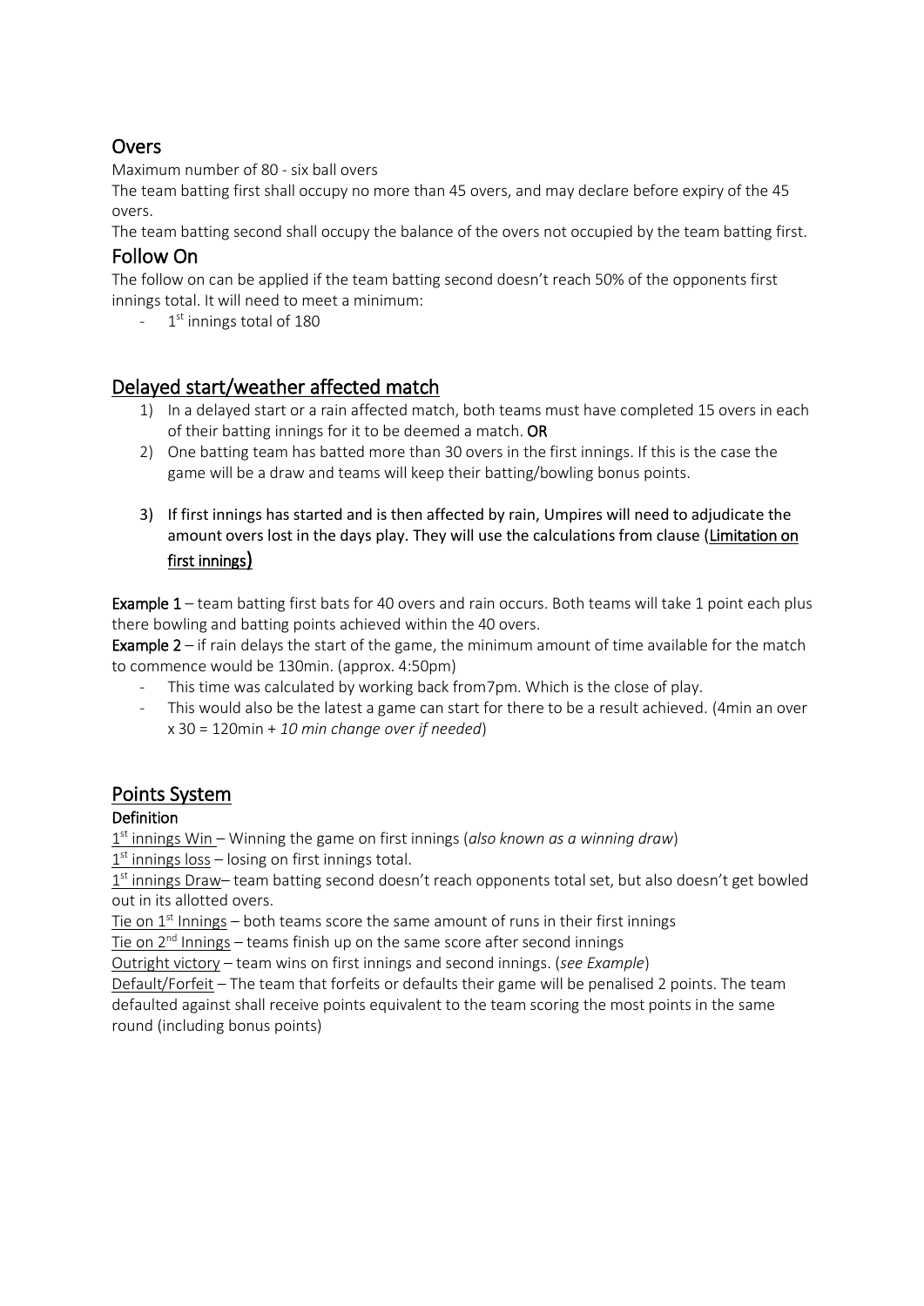## Overs

Maximum number of 80 - six ball overs

The team batting first shall occupy no more than 45 overs, and may declare before expiry of the 45 overs.

The team batting second shall occupy the balance of the overs not occupied by the team batting first.

## Follow On

The follow on can be applied if the team batting second doesn't reach 50% of the opponents first innings total. It will need to meet a minimum:

- 1st innings total of 180

## Delayed start/weather affected match

1) In a delayed start or a rain affected match, both teams must have completed 15 overs in each of their batting innings for it to be deemed a match. **OR**
2) One batting team has batted more than 30 overs in the first innings. If this is the case the game will be a draw and teams will keep their batting/bowling bonus points.
3) If first innings has started and is then affected by rain, Umpires will need to adjudicate the amount overs lost in the days play. They will use the calculations from clause (Limitation on first innings)

**Example 1** – team batting first bats for 40 overs and rain occurs. Both teams will take 1 point each plus there bowling and batting points achieved within the 40 overs.

**Example 2** – if rain delays the start of the game, the minimum amount of time available for the match to commence would be 130min. (approx. 4:50pm)

- This time was calculated by working back from7pm. Which is the close of play.
- This would also be the latest a game can start for there to be a result achieved. (4min an over x 30 = 120min + *10 min change over if needed*)

## Points System

### Definition

1st innings Win – Winning the game on first innings (*also known as a winning draw*)

1st innings loss – losing on first innings total.

1st innings Draw– team batting second doesn't reach opponents total set, but also doesn't get bowled out in its allotted overs.

Tie on 1st Innings – both teams score the same amount of runs in their first innings

Tie on 2nd Innings – teams finish up on the same score after second innings

Outright victory – team wins on first innings and second innings. (*see Example*)

Default/Forfeit – The team that forfeits or defaults their game will be penalised 2 points. The team defaulted against shall receive points equivalent to the team scoring the most points in the same round (including bonus points)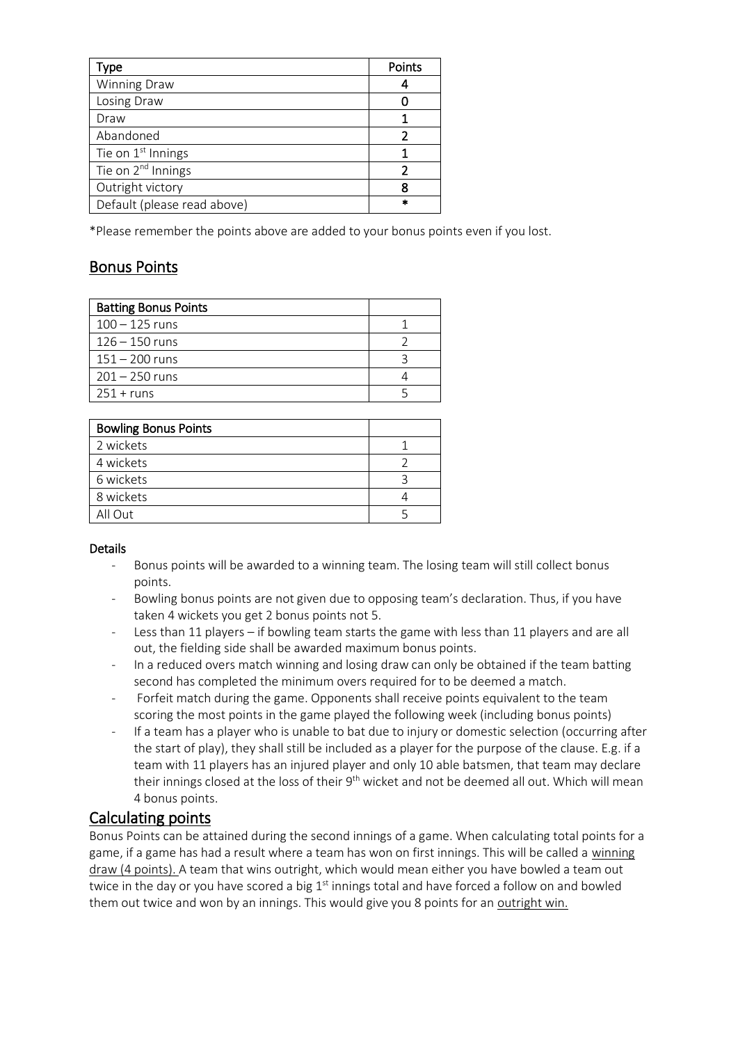| Type | Points |
|---|---|
| Winning Draw | 4 |
| Losing Draw | 0 |
| Draw | 1 |
| Abandoned | 2 |
| Tie on 1st Innings | 1 |
| Tie on 2nd Innings | 2 |
| Outright victory | 8 |
| Default (please read above) | * |

*Please remember the points above are added to your bonus points even if you lost.

## Bonus Points

| Batting Bonus Points | |
|---|---|
| 100 – 125 runs | 1 |
| 126 – 150 runs | 2 |
| 151 – 200 runs | 3 |
| 201 – 250 runs | 4 |
| 251 + runs | 5 |

| Bowling Bonus Points | |
|---|---|
| 2 wickets | 1 |
| 4 wickets | 2 |
| 6 wickets | 3 |
| 8 wickets | 4 |
| All Out | 5 |

**Details**

- Bonus points will be awarded to a winning team. The losing team will still collect bonus points.
- Bowling bonus points are not given due to opposing team's declaration. Thus, if you have taken 4 wickets you get 2 bonus points not 5.
- Less than 11 players – if bowling team starts the game with less than 11 players and are all out, the fielding side shall be awarded maximum bonus points.
- In a reduced overs match winning and losing draw can only be obtained if the team batting second has completed the minimum overs required for to be deemed a match.
- Forfeit match during the game. Opponents shall receive points equivalent to the team scoring the most points in the game played the following week (including bonus points)
- If a team has a player who is unable to bat due to injury or domestic selection (occurring after the start of play), they shall still be included as a player for the purpose of the clause. E.g. if a team with 11 players has an injured player and only 10 able batsmen, that team may declare their innings closed at the loss of their 9th wicket and not be deemed all out. Which will mean 4 bonus points.

## Calculating points

Bonus Points can be attained during the second innings of a game. When calculating total points for a game, if a game has had a result where a team has won on first innings. This will be called a winning draw (4 points). A team that wins outright, which would mean either you have bowled a team out twice in the day or you have scored a big 1st innings total and have forced a follow on and bowled them out twice and won by an innings. This would give you 8 points for an outright win.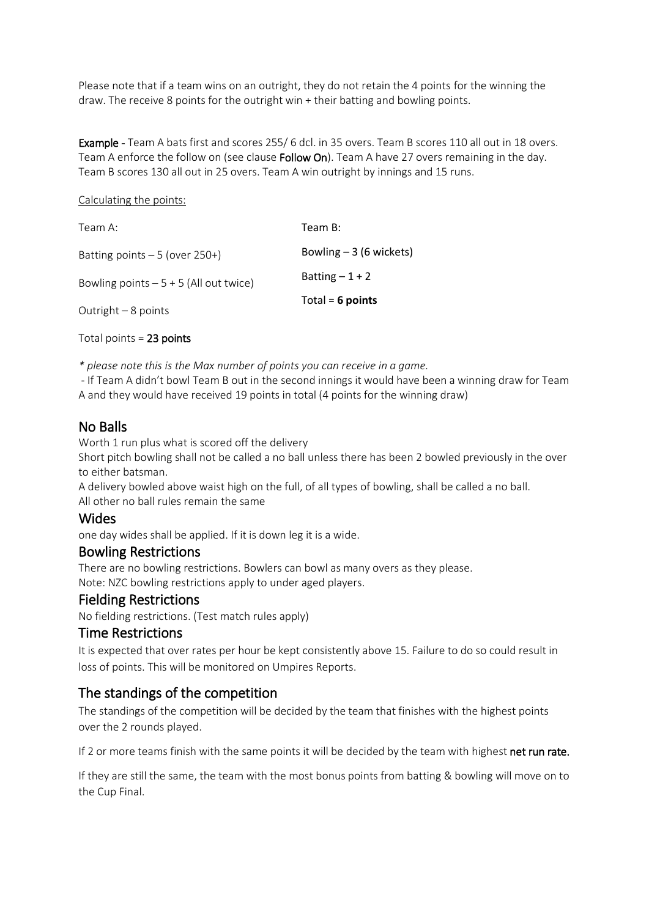Please note that if a team wins on an outright, they do not retain the 4 points for the winning the draw. The receive 8 points for the outright win + their batting and bowling points.

**Example -** Team A bats first and scores 255/ 6 dcl. in 35 overs. Team B scores 110 all out in 18 overs. Team A enforce the follow on (see clause **Follow On**). Team A have 27 overs remaining in the day. Team B scores 130 all out in 25 overs. Team A win outright by innings and 15 runs.

Calculating the points:

| Team A: | Team B: |
|---|---|
| Batting points – 5 (over 250+) | Bowling – 3 (6 wickets) |
| Bowling points – 5 + 5 (All out twice) | Batting – 1 + 2 |
| Outright – 8 points | Total = **6 points** |

Total points = **23 points**

*\* please note this is the Max number of points you can receive in a game.*

- If Team A didn't bowl Team B out in the second innings it would have been a winning draw for Team A and they would have received 19 points in total (4 points for the winning draw)

## No Balls

Worth 1 run plus what is scored off the delivery

Short pitch bowling shall not be called a no ball unless there has been 2 bowled previously in the over to either batsman.

A delivery bowled above waist high on the full, of all types of bowling, shall be called a no ball.

All other no ball rules remain the same

## Wides

one day wides shall be applied. If it is down leg it is a wide.

## Bowling Restrictions

There are no bowling restrictions. Bowlers can bowl as many overs as they please.

Note: NZC bowling restrictions apply to under aged players.

## Fielding Restrictions

No fielding restrictions. (Test match rules apply)

## Time Restrictions

It is expected that over rates per hour be kept consistently above 15. Failure to do so could result in loss of points. This will be monitored on Umpires Reports.

## The standings of the competition

The standings of the competition will be decided by the team that finishes with the highest points over the 2 rounds played.

If 2 or more teams finish with the same points it will be decided by the team with highest **net run rate.**

If they are still the same, the team with the most bonus points from batting & bowling will move on to the Cup Final.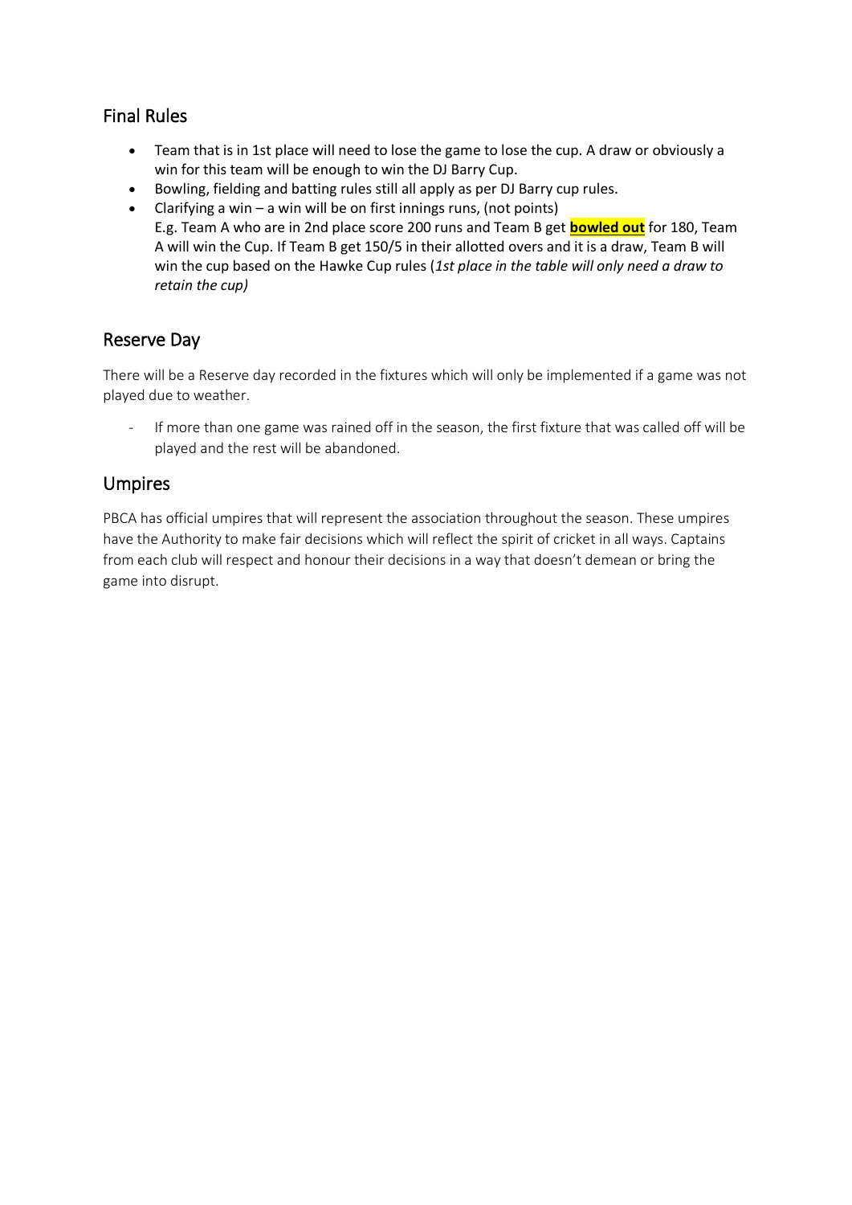## Final Rules

- Team that is in 1st place will need to lose the game to lose the cup. A draw or obviously a win for this team will be enough to win the DJ Barry Cup.
- Bowling, fielding and batting rules still all apply as per DJ Barry cup rules.
- Clarifying a win – a win will be on first innings runs, (not points)
  E.g. Team A who are in 2nd place score 200 runs and Team B get **bowled out** for 180, Team A will win the Cup. If Team B get 150/5 in their allotted overs and it is a draw, Team B will win the cup based on the Hawke Cup rules (*1st place in the table will only need a draw to retain the cup)*

## Reserve Day

There will be a Reserve day recorded in the fixtures which will only be implemented if a game was not played due to weather.

- If more than one game was rained off in the season, the first fixture that was called off will be played and the rest will be abandoned.

## Umpires

PBCA has official umpires that will represent the association throughout the season. These umpires have the Authority to make fair decisions which will reflect the spirit of cricket in all ways. Captains from each club will respect and honour their decisions in a way that doesn't demean or bring the game into disrupt.